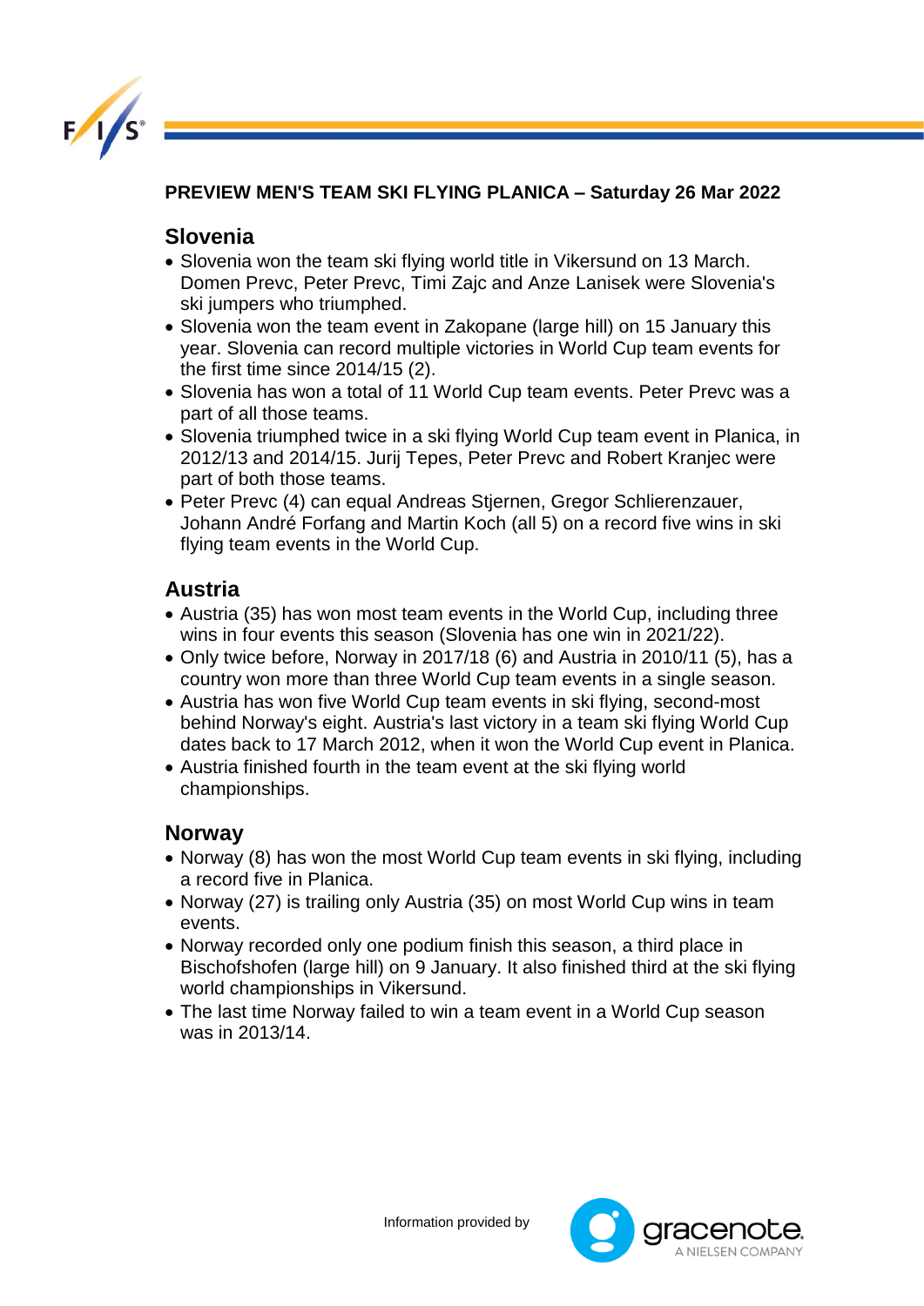# PREVIEW MEN'S TEAM SKI FLYING PLANICA – Saturday 26 Mar 2022

## Slovenia

- Slovenia won the team ski flying world title in Vikersund on 13 March. Domen Prevc, Peter Prevc, Timi Zajc and Anze Lanisek were Slovenia's ski jumpers who triumphed.
- Slovenia won the team event in Zakopane (large hill) on 15 January this year. Slovenia can record multiple victories in World Cup team events for the first time since 2014/15 (2).
- Slovenia has won a total of 11 World Cup team events. Peter Prevc was a part of all those teams.
- Slovenia triumphed twice in a ski flying World Cup team event in Planica, in 2012/13 and 2014/15. Jurij Tepes, Peter Prevc and Robert Kranjec were part of both those teams.
- Peter Prevc (4) can equal Andreas Stjernen, Gregor Schlierenzauer, Johann André Forfang and Martin Koch (all 5) on a record five wins in ski flying team events in the World Cup.

## Austria

- Austria (35) has won most team events in the World Cup, including three wins in four events this season (Slovenia has one win in 2021/22).
- Only twice before, Norway in 2017/18 (6) and Austria in 2010/11 (5), has a country won more than three World Cup team events in a single season.
- Austria has won five World Cup team events in ski flying, second-most behind Norway's eight. Austria's last victory in a team ski flying World Cup dates back to 17 March 2012, when it won the World Cup event in Planica.
- Austria finished fourth in the team event at the ski flying world championships.

## Norway

- Norway (8) has won the most World Cup team events in ski flying, including a record five in Planica.
- Norway (27) is trailing only Austria (35) on most World Cup wins in team events.
- Norway recorded only one podium finish this season, a third place in Bischofshofen (large hill) on 9 January. It also finished third at the ski flying world championships in Vikersund.
- The last time Norway failed to win a team event in a World Cup season was in 2013/14.

Information provided by gracenote. A NIELSEN COMPANY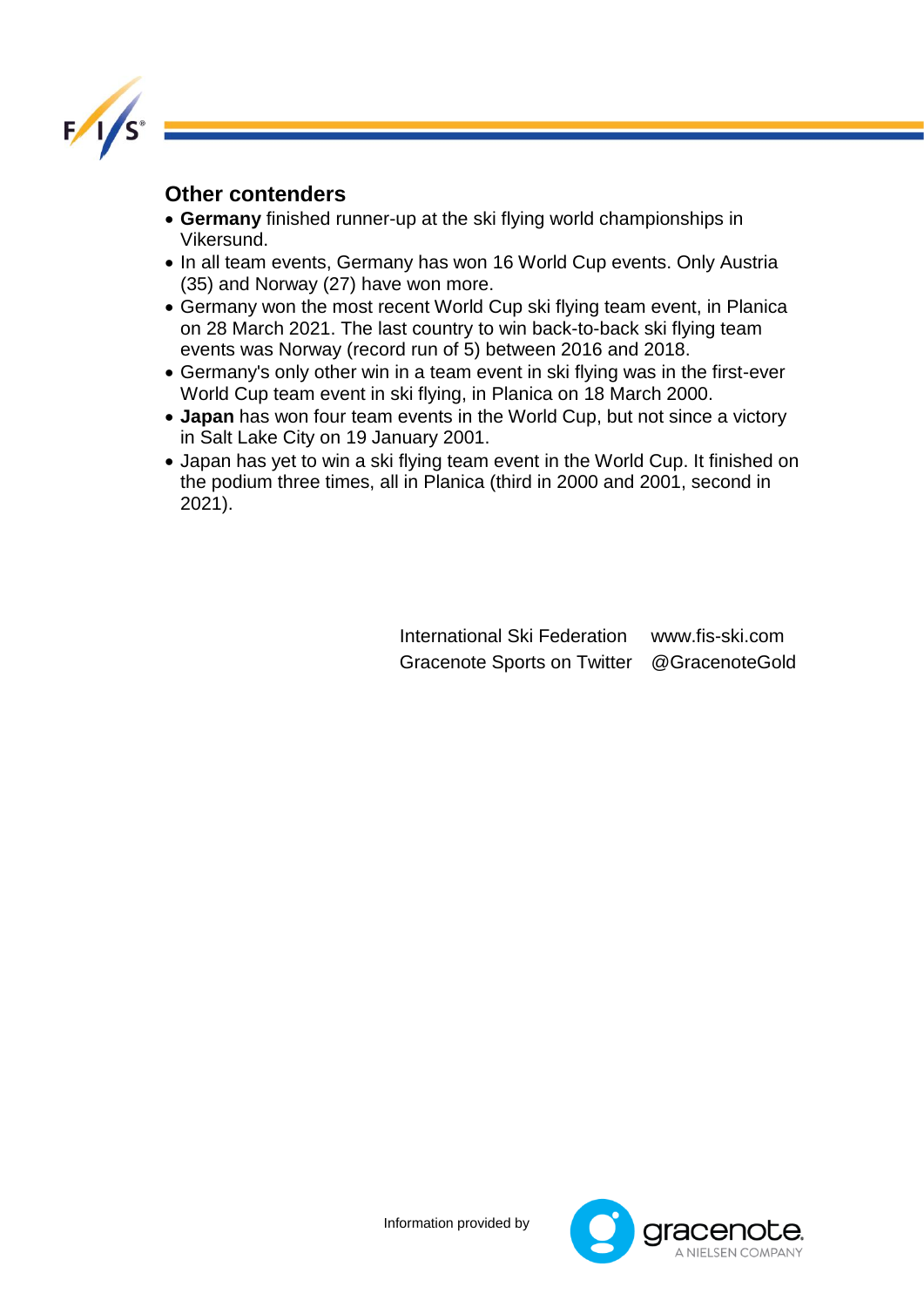## Other contenders

- **Germany** finished runner-up at the ski flying world championships in Vikersund.
- In all team events, Germany has won 16 World Cup events. Only Austria (35) and Norway (27) have won more.
- Germany won the most recent World Cup ski flying team event, in Planica on 28 March 2021. The last country to win back-to-back ski flying team events was Norway (record run of 5) between 2016 and 2018.
- Germany's only other win in a team event in ski flying was in the first-ever World Cup team event in ski flying, in Planica on 18 March 2000.
- **Japan** has won four team events in the World Cup, but not since a victory in Salt Lake City on 19 January 2001.
- Japan has yet to win a ski flying team event in the World Cup. It finished on the podium three times, all in Planica (third in 2000 and 2001, second in 2021).

International Ski Federation www.fis-ski.com
Gracenote Sports on Twitter @GracenoteGold

Information provided by gracenote. A NIELSEN COMPANY